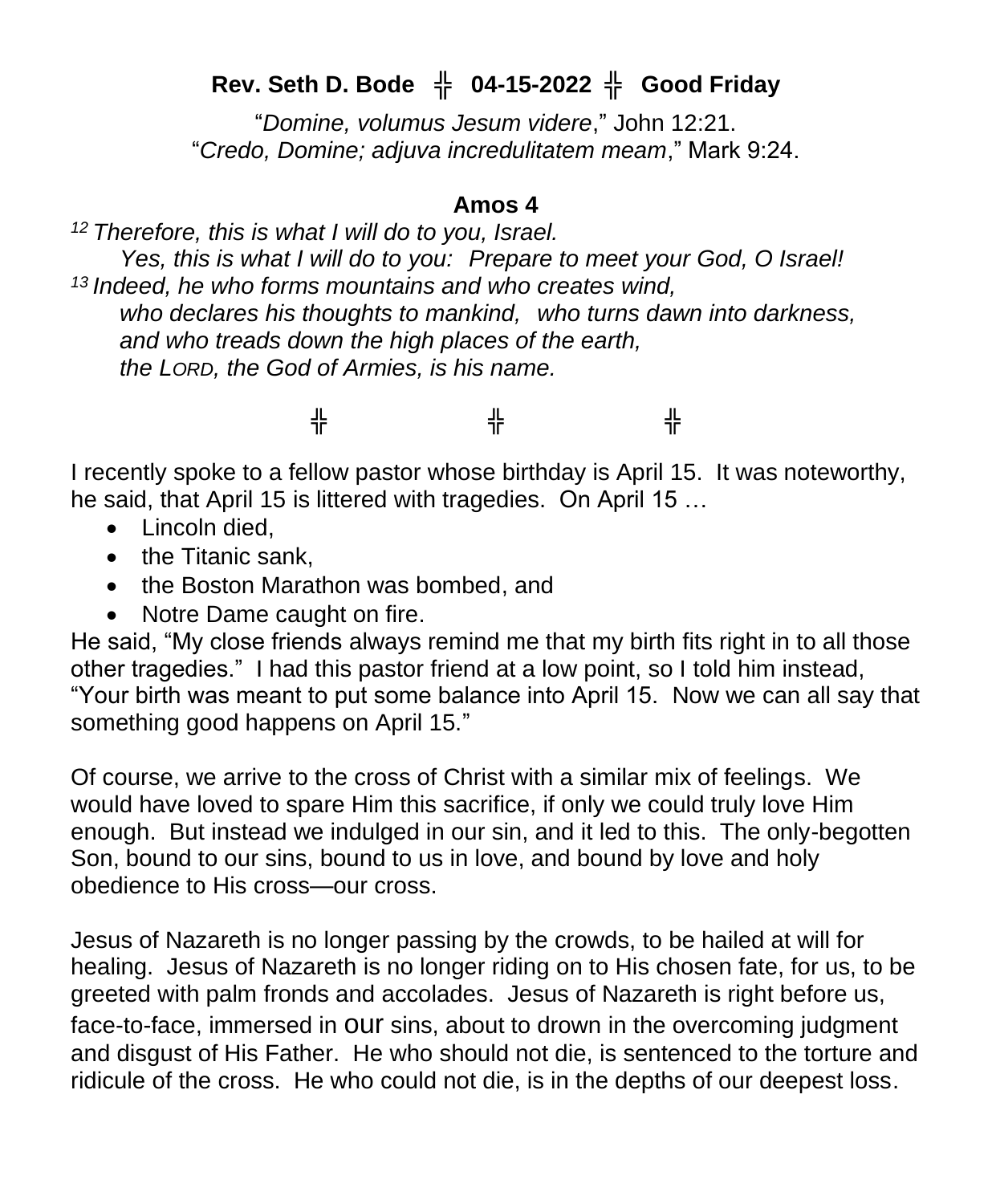**Rev. Seth D. Bode ╬ 04-15-2022 ╬ Good Friday**

"*Domine, volumus Jesum videre*," John 12:21.
"*Credo, Domine; adjuva incredulitatem meam*," Mark 9:24.

**Amos 4**

*[12] Therefore, this is what I will do to you, Israel.*
*Yes, this is what I will do to you: Prepare to meet your God, O Israel!*
*[13] Indeed, he who forms mountains and who creates wind,*
*who declares his thoughts to mankind, who turns dawn into darkness,*
*and who treads down the high places of the earth,*
*the LORD, the God of Armies, is his name.*

╬ ╬ ╬

I recently spoke to a fellow pastor whose birthday is April 15. It was noteworthy, he said, that April 15 is littered with tragedies. On April 15 …

- Lincoln died,
- the Titanic sank,
- the Boston Marathon was bombed, and
- Notre Dame caught on fire.

He said, "My close friends always remind me that my birth fits right in to all those other tragedies." I had this pastor friend at a low point, so I told him instead, "Your birth was meant to put some balance into April 15. Now we can all say that something good happens on April 15."

Of course, we arrive to the cross of Christ with a similar mix of feelings. We would have loved to spare Him this sacrifice, if only we could truly love Him enough. But instead we indulged in our sin, and it led to this. The only-begotten Son, bound to our sins, bound to us in love, and bound by love and holy obedience to His cross—our cross.

Jesus of Nazareth is no longer passing by the crowds, to be hailed at will for healing. Jesus of Nazareth is no longer riding on to His chosen fate, for us, to be greeted with palm fronds and accolades. Jesus of Nazareth is right before us, face-to-face, immersed in our sins, about to drown in the overcoming judgment and disgust of His Father. He who should not die, is sentenced to the torture and ridicule of the cross. He who could not die, is in the depths of our deepest loss.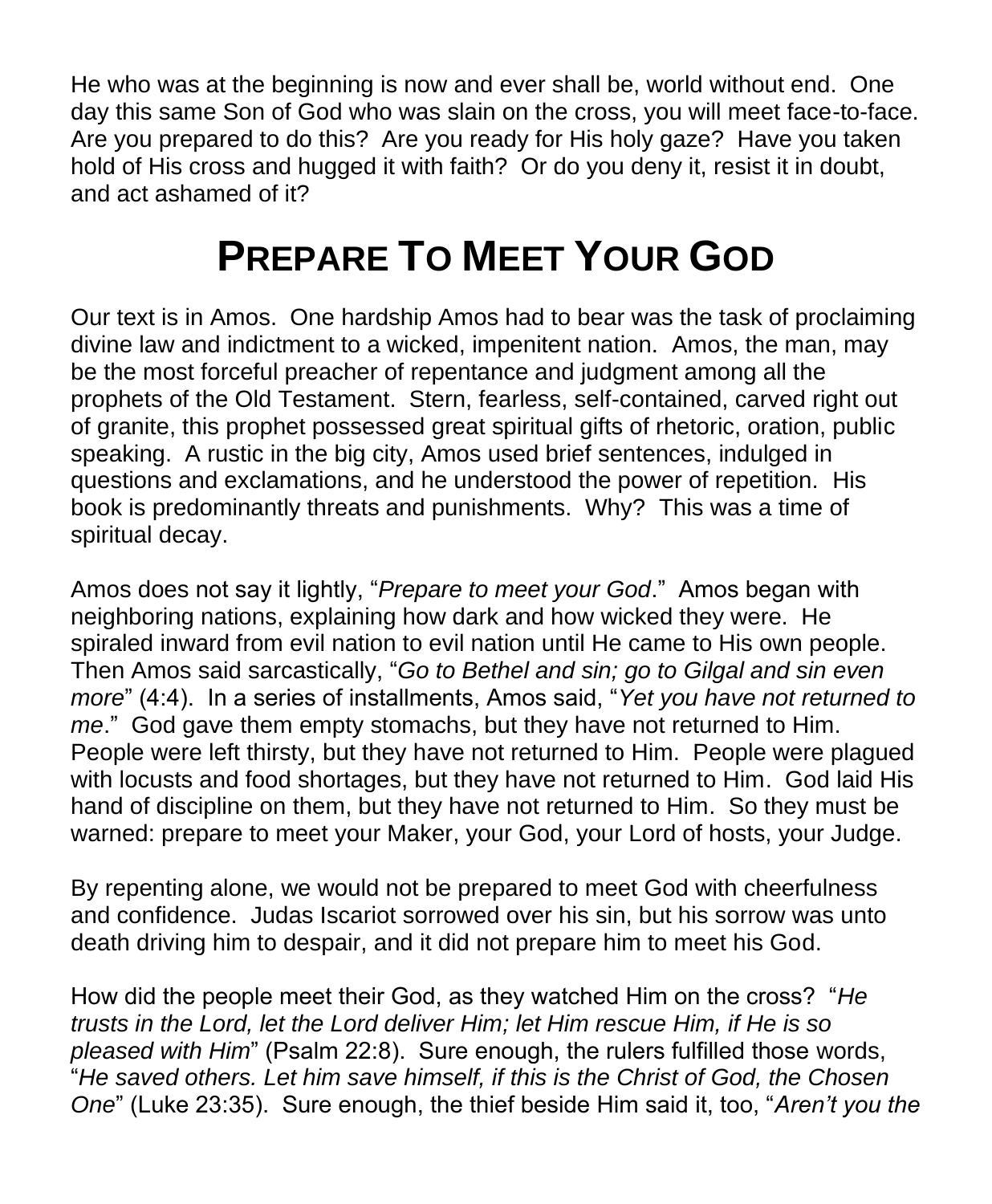He who was at the beginning is now and ever shall be, world without end. One day this same Son of God who was slain on the cross, you will meet face-to-face. Are you prepared to do this? Are you ready for His holy gaze? Have you taken hold of His cross and hugged it with faith? Or do you deny it, resist it in doubt, and act ashamed of it?

# PREPARE TO MEET YOUR GOD

Our text is in Amos. One hardship Amos had to bear was the task of proclaiming divine law and indictment to a wicked, impenitent nation. Amos, the man, may be the most forceful preacher of repentance and judgment among all the prophets of the Old Testament. Stern, fearless, self-contained, carved right out of granite, this prophet possessed great spiritual gifts of rhetoric, oration, public speaking. A rustic in the big city, Amos used brief sentences, indulged in questions and exclamations, and he understood the power of repetition. His book is predominantly threats and punishments. Why? This was a time of spiritual decay.

Amos does not say it lightly, "*Prepare to meet your God*." Amos began with neighboring nations, explaining how dark and how wicked they were. He spiraled inward from evil nation to evil nation until He came to His own people. Then Amos said sarcastically, "*Go to Bethel and sin; go to Gilgal and sin even more*" (4:4). In a series of installments, Amos said, "*Yet you have not returned to me*." God gave them empty stomachs, but they have not returned to Him. People were left thirsty, but they have not returned to Him. People were plagued with locusts and food shortages, but they have not returned to Him. God laid His hand of discipline on them, but they have not returned to Him. So they must be warned: prepare to meet your Maker, your God, your Lord of hosts, your Judge.

By repenting alone, we would not be prepared to meet God with cheerfulness and confidence. Judas Iscariot sorrowed over his sin, but his sorrow was unto death driving him to despair, and it did not prepare him to meet his God.

How did the people meet their God, as they watched Him on the cross? "*He trusts in the Lord, let the Lord deliver Him; let Him rescue Him, if He is so pleased with Him*" (Psalm 22:8). Sure enough, the rulers fulfilled those words, "*He saved others. Let him save himself, if this is the Christ of God, the Chosen One*" (Luke 23:35). Sure enough, the thief beside Him said it, too, "*Aren't you the*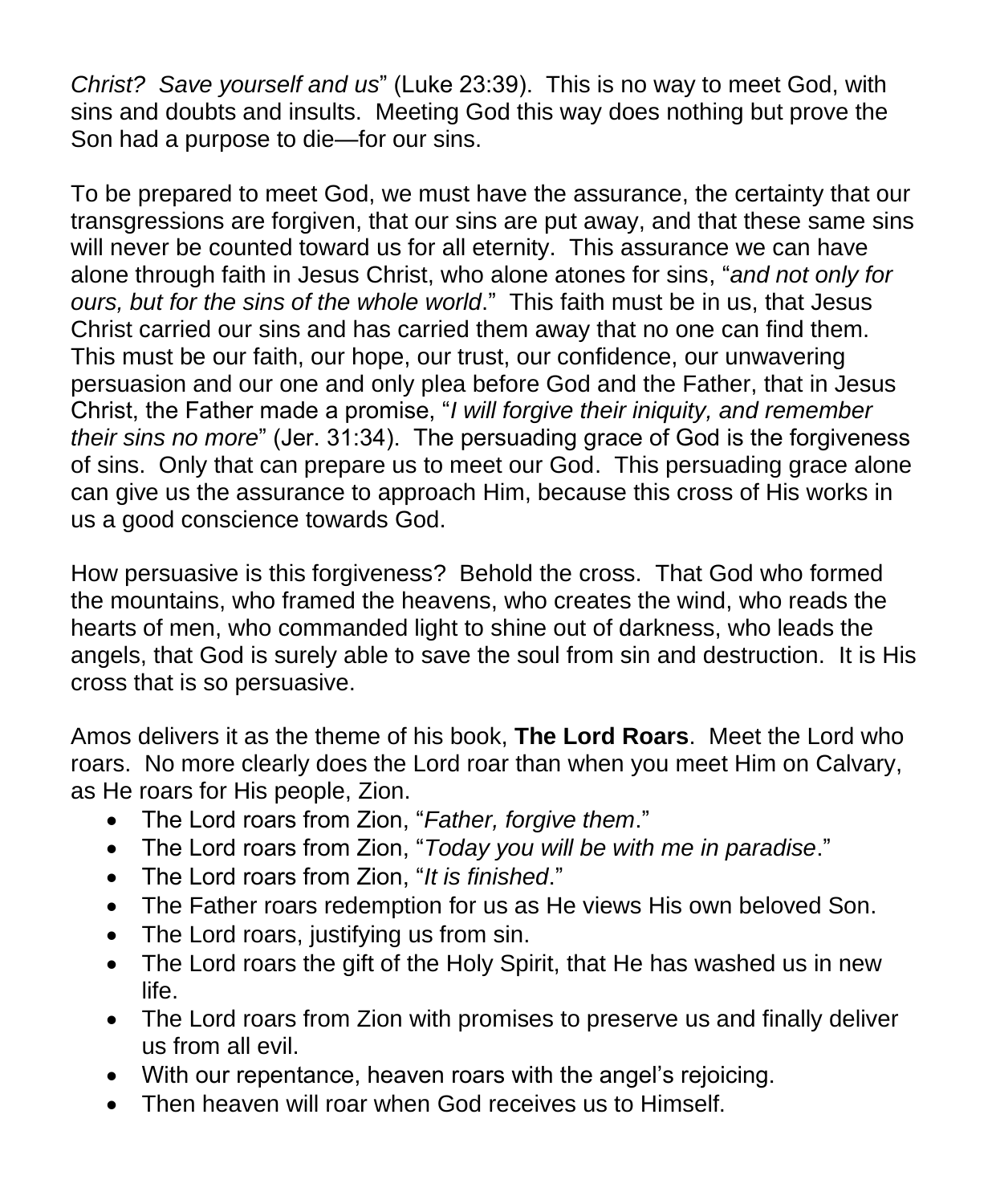*Christ? Save yourself and us*" (Luke 23:39). This is no way to meet God, with sins and doubts and insults. Meeting God this way does nothing but prove the Son had a purpose to die—for our sins.

To be prepared to meet God, we must have the assurance, the certainty that our transgressions are forgiven, that our sins are put away, and that these same sins will never be counted toward us for all eternity. This assurance we can have alone through faith in Jesus Christ, who alone atones for sins, "*and not only for ours, but for the sins of the whole world*." This faith must be in us, that Jesus Christ carried our sins and has carried them away that no one can find them. This must be our faith, our hope, our trust, our confidence, our unwavering persuasion and our one and only plea before God and the Father, that in Jesus Christ, the Father made a promise, "*I will forgive their iniquity, and remember their sins no more*" (Jer. 31:34). The persuading grace of God is the forgiveness of sins. Only that can prepare us to meet our God. This persuading grace alone can give us the assurance to approach Him, because this cross of His works in us a good conscience towards God.

How persuasive is this forgiveness? Behold the cross. That God who formed the mountains, who framed the heavens, who creates the wind, who reads the hearts of men, who commanded light to shine out of darkness, who leads the angels, that God is surely able to save the soul from sin and destruction. It is His cross that is so persuasive.

Amos delivers it as the theme of his book, **The Lord Roars**. Meet the Lord who roars. No more clearly does the Lord roar than when you meet Him on Calvary, as He roars for His people, Zion.

- The Lord roars from Zion, "*Father, forgive them*."
- The Lord roars from Zion, "*Today you will be with me in paradise*."
- The Lord roars from Zion, "*It is finished*."
- The Father roars redemption for us as He views His own beloved Son.
- The Lord roars, justifying us from sin.
- The Lord roars the gift of the Holy Spirit, that He has washed us in new life.
- The Lord roars from Zion with promises to preserve us and finally deliver us from all evil.
- With our repentance, heaven roars with the angel's rejoicing.
- Then heaven will roar when God receives us to Himself.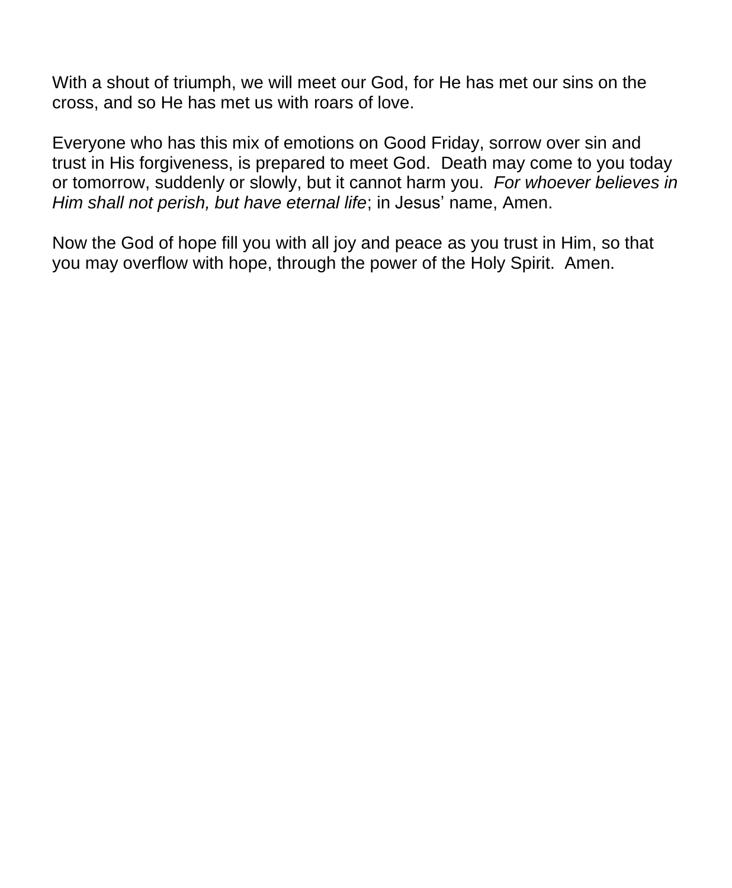With a shout of triumph, we will meet our God, for He has met our sins on the cross, and so He has met us with roars of love.

Everyone who has this mix of emotions on Good Friday, sorrow over sin and trust in His forgiveness, is prepared to meet God. Death may come to you today or tomorrow, suddenly or slowly, but it cannot harm you. *For whoever believes in Him shall not perish, but have eternal life*; in Jesus' name, Amen.

Now the God of hope fill you with all joy and peace as you trust in Him, so that you may overflow with hope, through the power of the Holy Spirit. Amen.